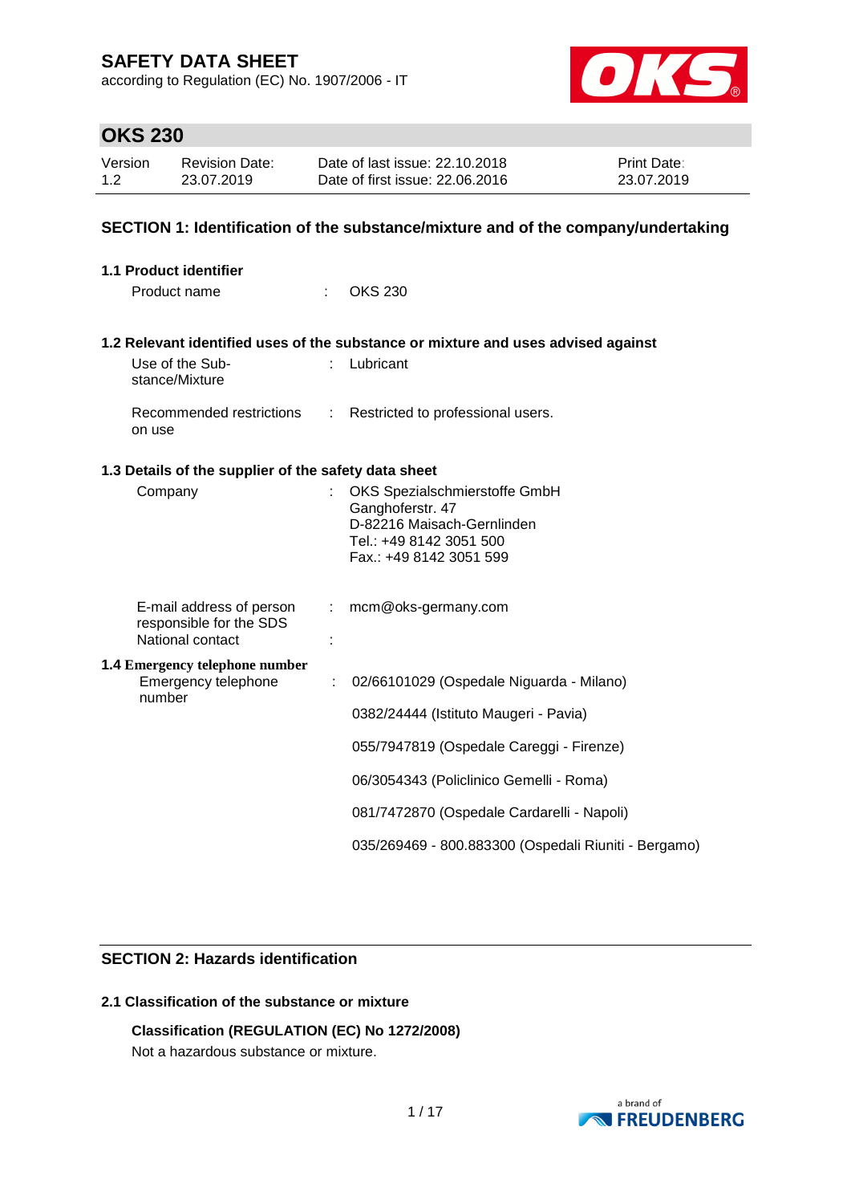# SAFETY DATA SHEET

according to Regulation (EC) No. 1907/2006 - IT

## OKS 230

| Version | Revision Date: | Date of last issue: 22.10.2018 | Print Date: |
|---|---|---|---|
| 1.2 | 23.07.2019 | Date of first issue: 22.06.2016 | 23.07.2019 |

## SECTION 1: Identification of the substance/mixture and of the company/undertaking

### 1.1 Product identifier

Product name : OKS 230

### 1.2 Relevant identified uses of the substance or mixture and uses advised against

Use of the Substance/Mixture : Lubricant

Recommended restrictions on use : Restricted to professional users.

### 1.3 Details of the supplier of the safety data sheet

Company : OKS Spezialschmierstoffe GmbH
Ganghoferstr. 47
D-82216 Maisach-Gernlinden
Tel.: +49 8142 3051 500
Fax.: +49 8142 3051 599

E-mail address of person responsible for the SDS : mcm@oks-germany.com

National contact :

### 1.4 Emergency telephone number

Emergency telephone number : 02/66101029 (Ospedale Niguarda - Milano)

0382/24444 (Istituto Maugeri - Pavia)

055/7947819 (Ospedale Careggi - Firenze)

06/3054343 (Policlinico Gemelli - Roma)

081/7472870 (Ospedale Cardarelli - Napoli)

035/269469 - 800.883300 (Ospedali Riuniti - Bergamo)

## SECTION 2: Hazards identification

### 2.1 Classification of the substance or mixture

**Classification (REGULATION (EC) No 1272/2008)**

Not a hazardous substance or mixture.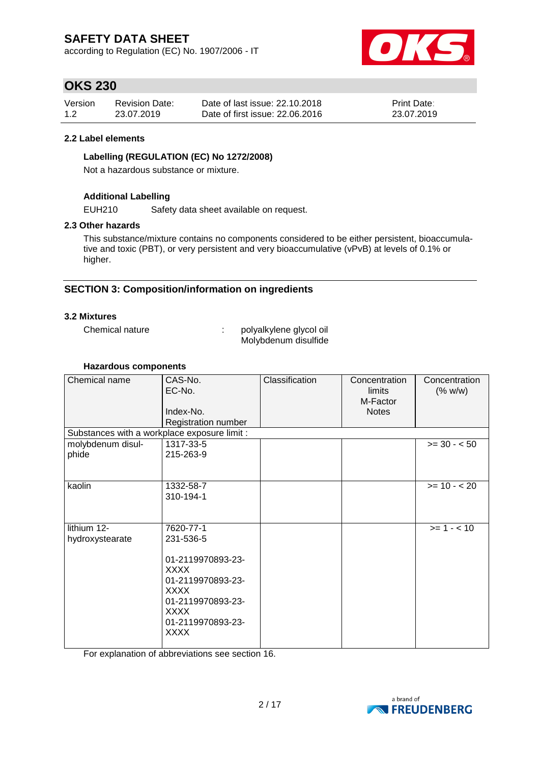#### 2.2 Label elements

**Labelling (REGULATION (EC) No 1272/2008)**

Not a hazardous substance or mixture.

**Additional Labelling**

EUH210 Safety data sheet available on request.

#### 2.3 Other hazards

This substance/mixture contains no components considered to be either persistent, bioaccumulative and toxic (PBT), or very persistent and very bioaccumulative (vPvB) at levels of 0.1% or higher.

## SECTION 3: Composition/information on ingredients

#### 3.2 Mixtures

Chemical nature : polyalkylene glycol oil
Molybdenum disulfide

**Hazardous components**

| Chemical name | CAS-No.<br>EC-No.<br>Index-No.<br>Registration number | Classification | Concentration limits<br>M-Factor<br>Notes | Concentration (% w/w) |
|---|---|---|---|---|
| Substances with a workplace exposure limit : | | | | |
| molybdenum disulphide | 1317-33-5<br>215-263-9 | | | >= 30 - < 50 |
| kaolin | 1332-58-7<br>310-194-1 | | | >= 10 - < 20 |
| lithium 12-hydroxystearate | 7620-77-1<br>231-536-5<br><br>01-2119970893-23-XXXX<br>01-2119970893-23-XXXX<br>01-2119970893-23-XXXX<br>01-2119970893-23-XXXX | | | >= 1 - < 10 |

For explanation of abbreviations see section 16.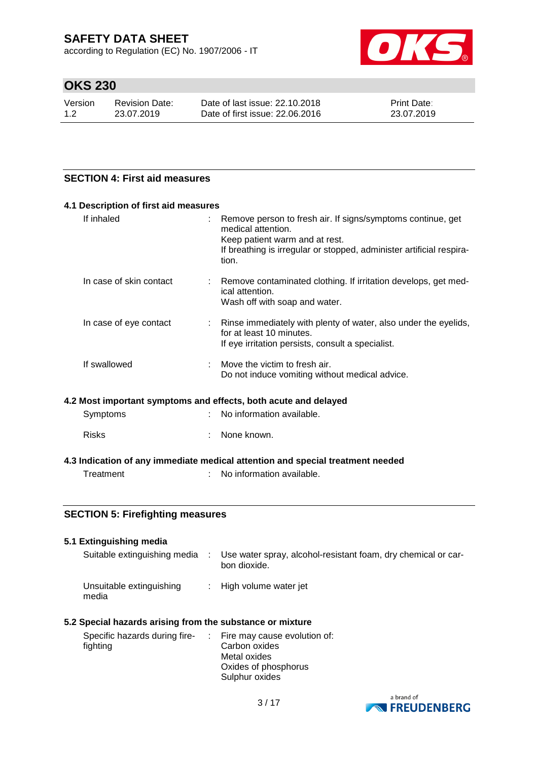## SECTION 4: First aid measures

### 4.1 Description of first aid measures

| | |
|---|---|
| If inhaled | Remove person to fresh air. If signs/symptoms continue, get medical attention.<br>Keep patient warm and at rest.<br>If breathing is irregular or stopped, administer artificial respiration. |
| In case of skin contact | Remove contaminated clothing. If irritation develops, get medical attention.<br>Wash off with soap and water. |
| In case of eye contact | Rinse immediately with plenty of water, also under the eyelids, for at least 10 minutes.<br>If eye irritation persists, consult a specialist. |
| If swallowed | Move the victim to fresh air.<br>Do not induce vomiting without medical advice. |

### 4.2 Most important symptoms and effects, both acute and delayed

| | |
|---|---|
| Symptoms | No information available. |
| Risks | None known. |

### 4.3 Indication of any immediate medical attention and special treatment needed

| | |
|---|---|
| Treatment | No information available. |

## SECTION 5: Firefighting measures

### 5.1 Extinguishing media

| | |
|---|---|
| Suitable extinguishing media | Use water spray, alcohol-resistant foam, dry chemical or carbon dioxide. |
| Unsuitable extinguishing media | High volume water jet |

### 5.2 Special hazards arising from the substance or mixture

| | |
|---|---|
| Specific hazards during firefighting | Fire may cause evolution of:<br>Carbon oxides<br>Metal oxides<br>Oxides of phosphorus<br>Sulphur oxides |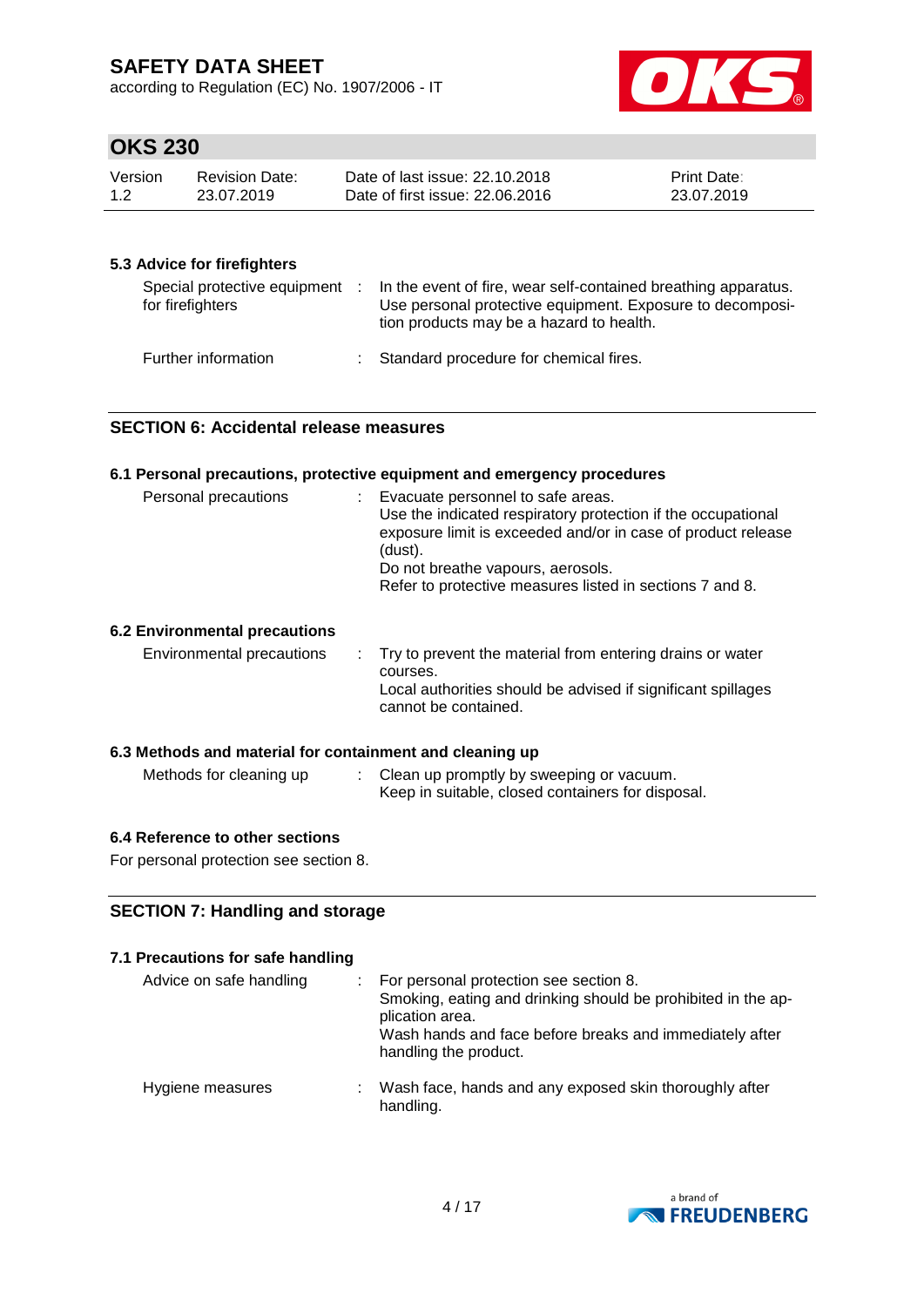### 5.3 Advice for firefighters

| | |
|---|---|
| Special protective equipment for firefighters | In the event of fire, wear self-contained breathing apparatus. Use personal protective equipment. Exposure to decomposition products may be a hazard to health. |
| Further information | Standard procedure for chemical fires. |

## SECTION 6: Accidental release measures

### 6.1 Personal precautions, protective equipment and emergency procedures

| | |
|---|---|
| Personal precautions | Evacuate personnel to safe areas.<br>Use the indicated respiratory protection if the occupational exposure limit is exceeded and/or in case of product release (dust).<br>Do not breathe vapours, aerosols.<br>Refer to protective measures listed in sections 7 and 8. |

### 6.2 Environmental precautions

| | |
|---|---|
| Environmental precautions | Try to prevent the material from entering drains or water courses.<br>Local authorities should be advised if significant spillages cannot be contained. |

### 6.3 Methods and material for containment and cleaning up

| | |
|---|---|
| Methods for cleaning up | Clean up promptly by sweeping or vacuum.<br>Keep in suitable, closed containers for disposal. |

### 6.4 Reference to other sections

For personal protection see section 8.

## SECTION 7: Handling and storage

### 7.1 Precautions for safe handling

| | |
|---|---|
| Advice on safe handling | For personal protection see section 8.<br>Smoking, eating and drinking should be prohibited in the application area.<br>Wash hands and face before breaks and immediately after handling the product. |
| Hygiene measures | Wash face, hands and any exposed skin thoroughly after handling. |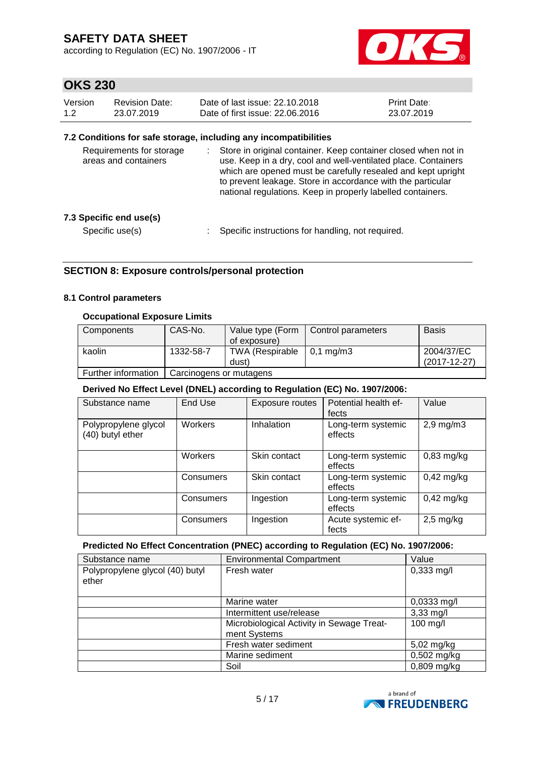### 7.2 Conditions for safe storage, including any incompatibilities

Requirements for storage areas and containers : Store in original container. Keep container closed when not in use. Keep in a dry, cool and well-ventilated place. Containers which are opened must be carefully resealed and kept upright to prevent leakage. Store in accordance with the particular national regulations. Keep in properly labelled containers.

### 7.3 Specific end use(s)

Specific use(s) : Specific instructions for handling, not required.

## SECTION 8: Exposure controls/personal protection

### 8.1 Control parameters

**Occupational Exposure Limits**

| Components | CAS-No. | Value type (Form of exposure) | Control parameters | Basis |
|---|---|---|---|---|
| kaolin | 1332-58-7 | TWA (Respirable dust) | 0,1 mg/m3 | 2004/37/EC (2017-12-27) |
| Further information | Carcinogens or mutagens | | | |

**Derived No Effect Level (DNEL) according to Regulation (EC) No. 1907/2006:**

| Substance name | End Use | Exposure routes | Potential health effects | Value |
|---|---|---|---|---|
| Polypropylene glycol (40) butyl ether | Workers | Inhalation | Long-term systemic effects | 2,9 mg/m3 |
| | Workers | Skin contact | Long-term systemic effects | 0,83 mg/kg |
| | Consumers | Skin contact | Long-term systemic effects | 0,42 mg/kg |
| | Consumers | Ingestion | Long-term systemic effects | 0,42 mg/kg |
| | Consumers | Ingestion | Acute systemic effects | 2,5 mg/kg |

**Predicted No Effect Concentration (PNEC) according to Regulation (EC) No. 1907/2006:**

| Substance name | Environmental Compartment | Value |
|---|---|---|
| Polypropylene glycol (40) butyl ether | Fresh water | 0,333 mg/l |
| | Marine water | 0,0333 mg/l |
| | Intermittent use/release | 3,33 mg/l |
| | Microbiological Activity in Sewage Treatment Systems | 100 mg/l |
| | Fresh water sediment | 5,02 mg/kg |
| | Marine sediment | 0,502 mg/kg |
| | Soil | 0,809 mg/kg |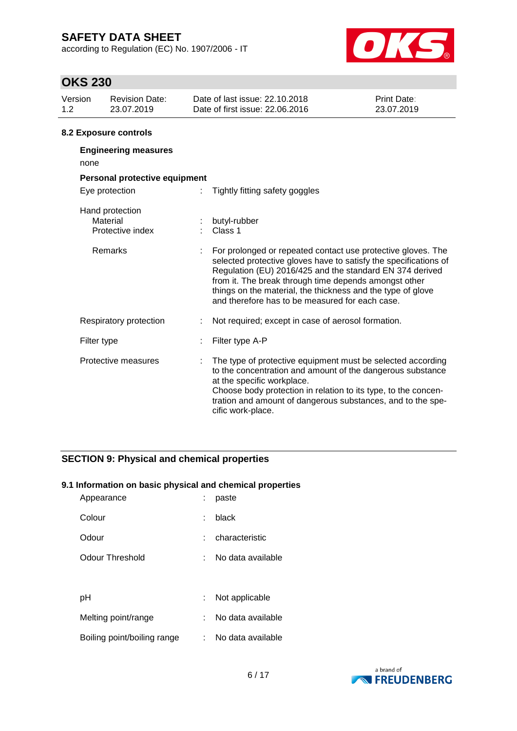### 8.2 Exposure controls

**Engineering measures**

none

**Personal protective equipment**

| | | |
|---|---|---|
| Eye protection | : | Tightly fitting safety goggles |
| Hand protection | | |
| Material | : | butyl-rubber |
| Protective index | : | Class 1 |
| Remarks | : | For prolonged or repeated contact use protective gloves. The selected protective gloves have to satisfy the specifications of Regulation (EU) 2016/425 and the standard EN 374 derived from it. The break through time depends amongst other things on the material, the thickness and the type of glove and therefore has to be measured for each case. |
| Respiratory protection | : | Not required; except in case of aerosol formation. |
| Filter type | : | Filter type A-P |
| Protective measures | : | The type of protective equipment must be selected according to the concentration and amount of the dangerous substance at the specific workplace. Choose body protection in relation to its type, to the concentration and amount of dangerous substances, and to the specific work-place. |

## SECTION 9: Physical and chemical properties

### 9.1 Information on basic physical and chemical properties

| | | |
|---|---|---|
| Appearance | : | paste |
| Colour | : | black |
| Odour | : | characteristic |
| Odour Threshold | : | No data available |
| pH | : | Not applicable |
| Melting point/range | : | No data available |
| Boiling point/boiling range | : | No data available |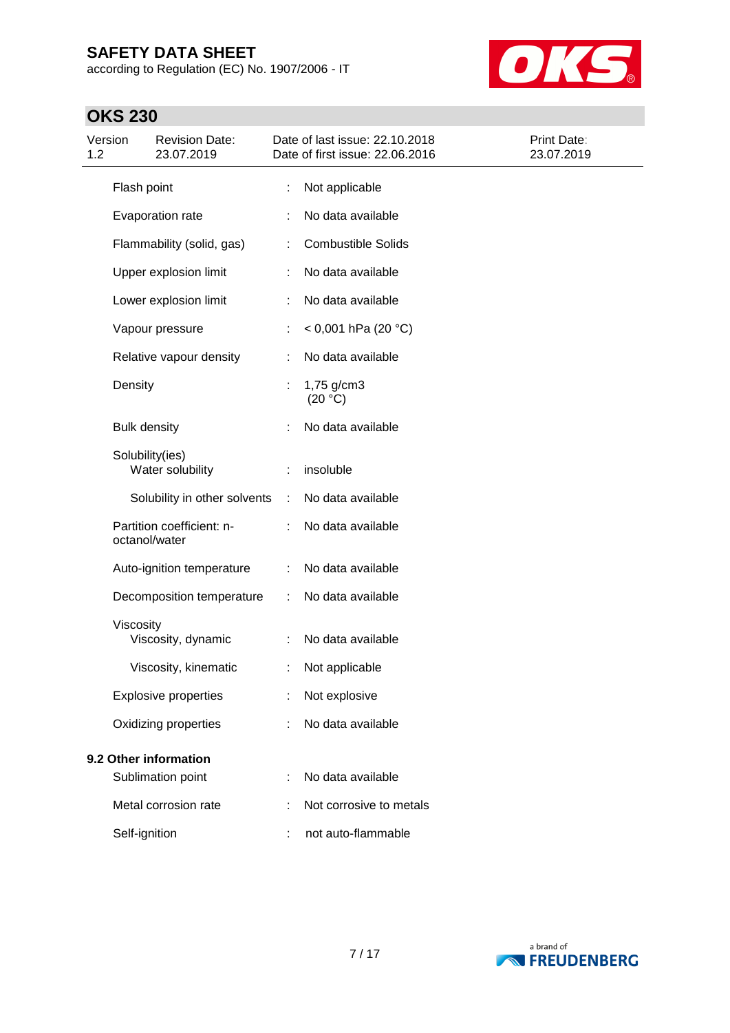| | | |
|---|---|---|
| Flash point | : | Not applicable |
| Evaporation rate | : | No data available |
| Flammability (solid, gas) | : | Combustible Solids |
| Upper explosion limit | : | No data available |
| Lower explosion limit | : | No data available |
| Vapour pressure | : | < 0,001 hPa (20 °C) |
| Relative vapour density | : | No data available |
| Density | : | 1,75 g/cm3 (20 °C) |
| Bulk density | : | No data available |
| Solubility(ies) | | |
| Water solubility | : | insoluble |
| Solubility in other solvents | : | No data available |
| Partition coefficient: n-octanol/water | : | No data available |
| Auto-ignition temperature | : | No data available |
| Decomposition temperature | : | No data available |
| Viscosity | | |
| Viscosity, dynamic | : | No data available |
| Viscosity, kinematic | : | Not applicable |
| Explosive properties | : | Not explosive |
| Oxidizing properties | : | No data available |

**9.2 Other information**

| | | |
|---|---|---|
| Sublimation point | : | No data available |
| Metal corrosion rate | : | Not corrosive to metals |
| Self-ignition | : | not auto-flammable |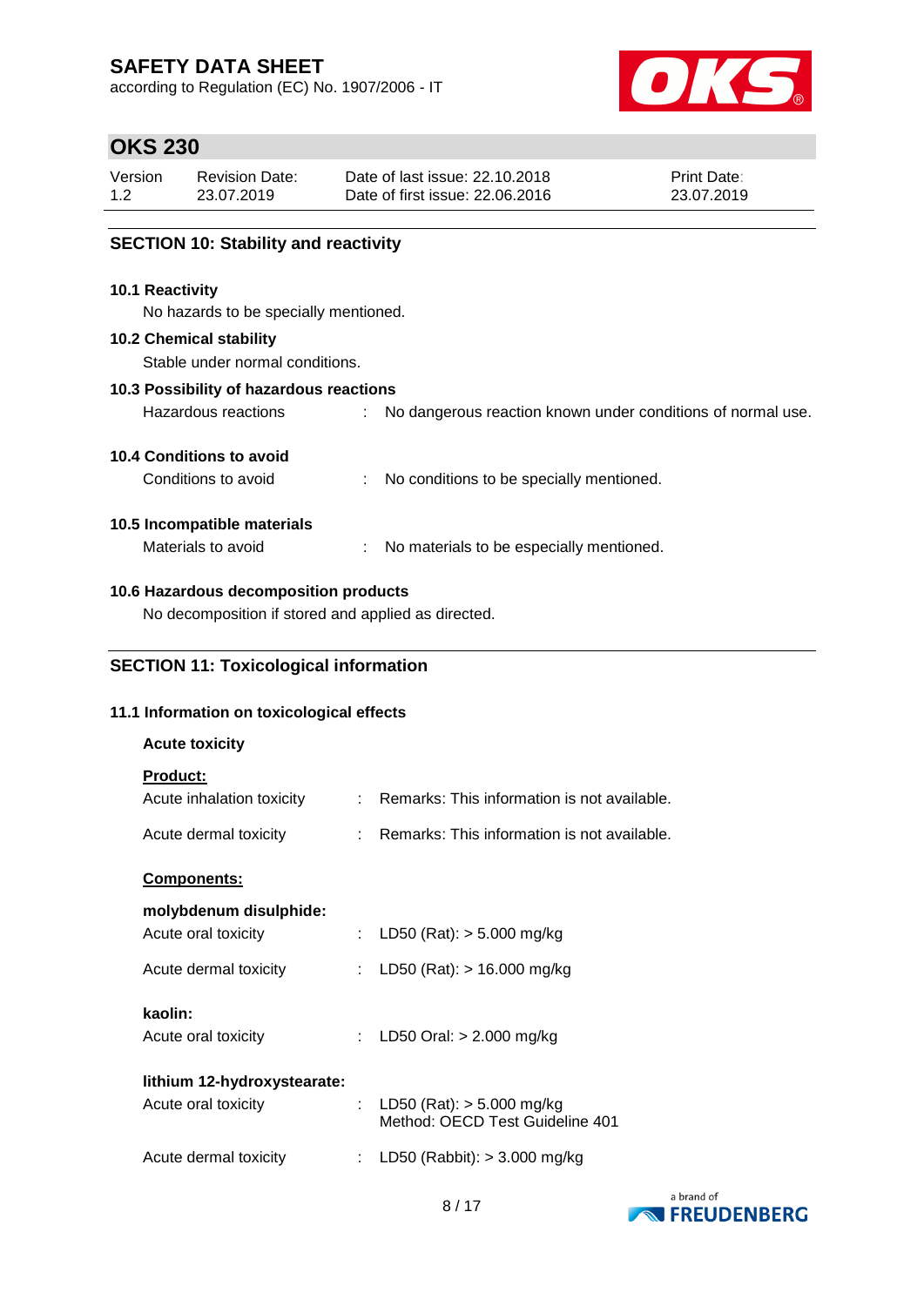## SECTION 10: Stability and reactivity

### 10.1 Reactivity

No hazards to be specially mentioned.

### 10.2 Chemical stability

Stable under normal conditions.

### 10.3 Possibility of hazardous reactions

Hazardous reactions : No dangerous reaction known under conditions of normal use.

### 10.4 Conditions to avoid

Conditions to avoid : No conditions to be specially mentioned.

### 10.5 Incompatible materials

Materials to avoid : No materials to be especially mentioned.

### 10.6 Hazardous decomposition products

No decomposition if stored and applied as directed.

## SECTION 11: Toxicological information

### 11.1 Information on toxicological effects

**Acute toxicity**

**Product:**

Acute inhalation toxicity : Remarks: This information is not available.

Acute dermal toxicity : Remarks: This information is not available.

**Components:**

**molybdenum disulphide:**

Acute oral toxicity : LD50 (Rat): > 5.000 mg/kg

Acute dermal toxicity : LD50 (Rat): > 16.000 mg/kg

**kaolin:**

Acute oral toxicity : LD50 Oral: > 2.000 mg/kg

**lithium 12-hydroxystearate:**

Acute oral toxicity : LD50 (Rat): > 5.000 mg/kg
Method: OECD Test Guideline 401

Acute dermal toxicity : LD50 (Rabbit): > 3.000 mg/kg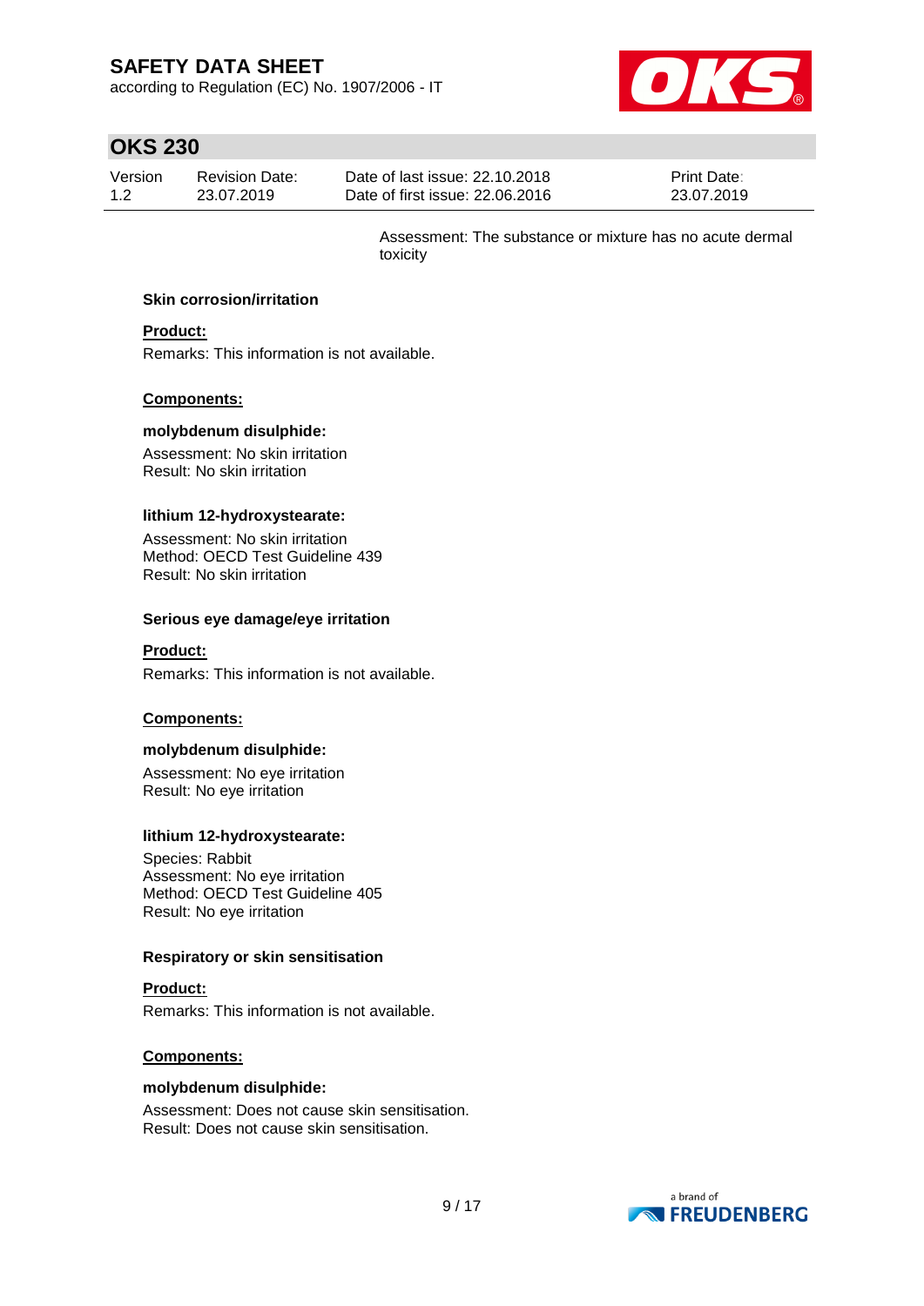Assessment: The substance or mixture has no acute dermal toxicity

### Skin corrosion/irritation

**Product:**

Remarks: This information is not available.

**Components:**

**molybdenum disulphide:**

Assessment: No skin irritation
Result: No skin irritation

**lithium 12-hydroxystearate:**

Assessment: No skin irritation
Method: OECD Test Guideline 439
Result: No skin irritation

### Serious eye damage/eye irritation

**Product:**

Remarks: This information is not available.

**Components:**

**molybdenum disulphide:**

Assessment: No eye irritation
Result: No eye irritation

**lithium 12-hydroxystearate:**

Species: Rabbit
Assessment: No eye irritation
Method: OECD Test Guideline 405
Result: No eye irritation

### Respiratory or skin sensitisation

**Product:**

Remarks: This information is not available.

**Components:**

**molybdenum disulphide:**

Assessment: Does not cause skin sensitisation.
Result: Does not cause skin sensitisation.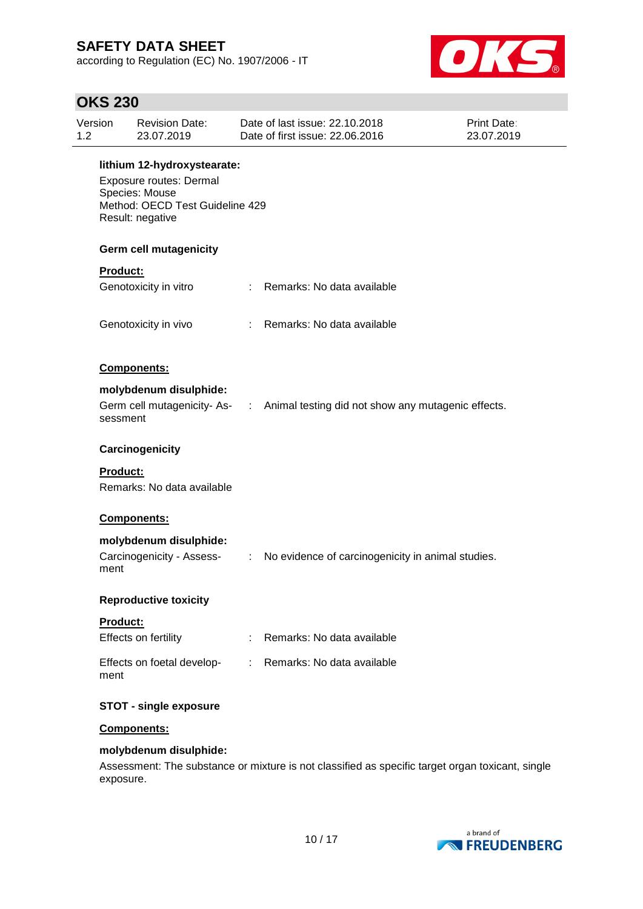**lithium 12-hydroxystearate:**

Exposure routes: Dermal
Species: Mouse
Method: OECD Test Guideline 429
Result: negative

### Germ cell mutagenicity

**Product:**

| | | |
|---|---|---|
| Genotoxicity in vitro | : | Remarks: No data available |
| Genotoxicity in vivo | : | Remarks: No data available |

**Components:**

**molybdenum disulphide:**

| | | |
|---|---|---|
| Germ cell mutagenicity- Assessment | : | Animal testing did not show any mutagenic effects. |

### Carcinogenicity

**Product:**

Remarks: No data available

**Components:**

**molybdenum disulphide:**

| | | |
|---|---|---|
| Carcinogenicity - Assessment | : | No evidence of carcinogenicity in animal studies. |

### Reproductive toxicity

**Product:**

| | | |
|---|---|---|
| Effects on fertility | : | Remarks: No data available |
| Effects on foetal development | : | Remarks: No data available |

### STOT - single exposure

**Components:**

**molybdenum disulphide:**

Assessment: The substance or mixture is not classified as specific target organ toxicant, single exposure.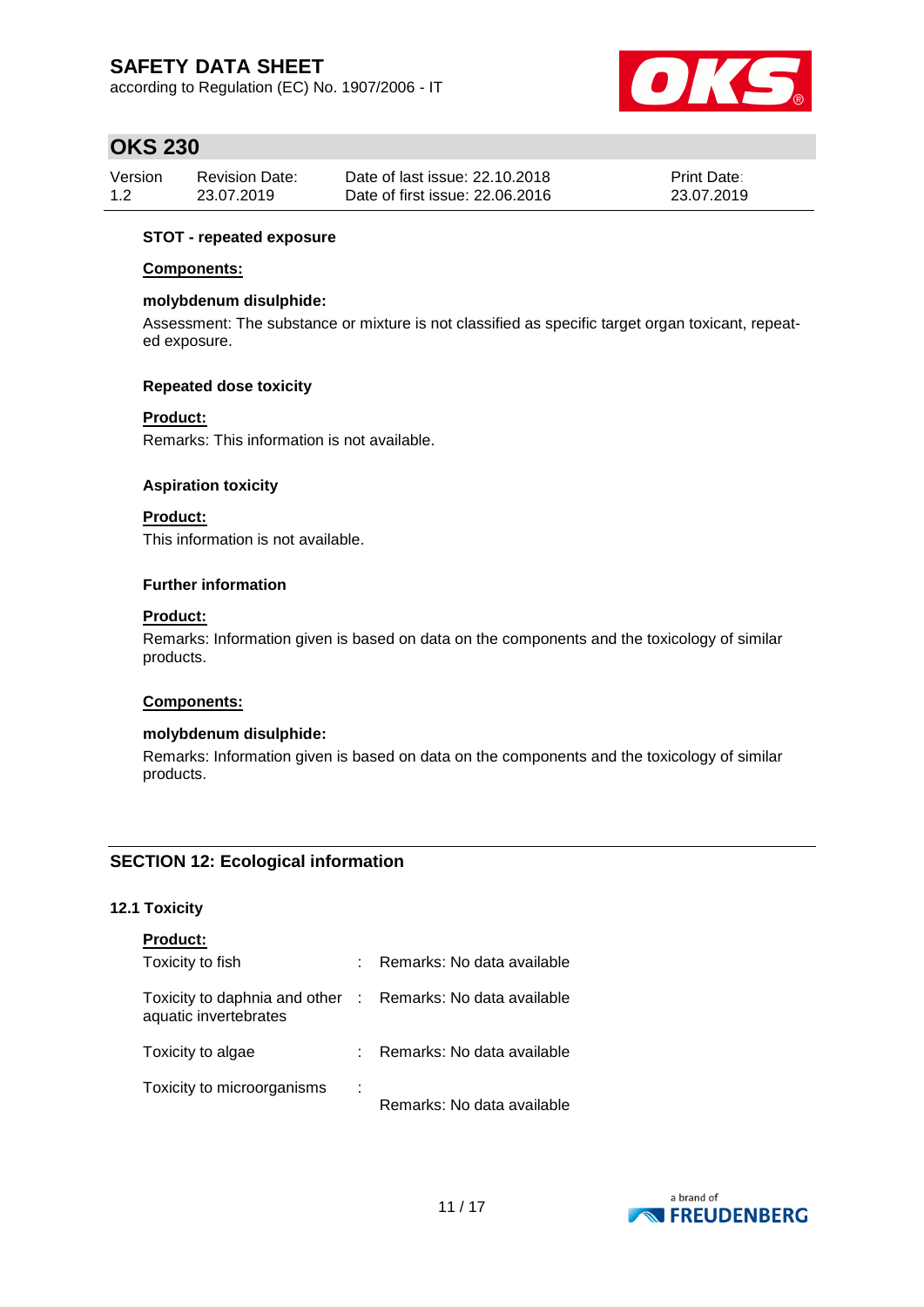**STOT - repeated exposure**

**Components:**

**molybdenum disulphide:**

Assessment: The substance or mixture is not classified as specific target organ toxicant, repeated exposure.

**Repeated dose toxicity**

**Product:**

Remarks: This information is not available.

**Aspiration toxicity**

**Product:**

This information is not available.

**Further information**

**Product:**

Remarks: Information given is based on data on the components and the toxicology of similar products.

**Components:**

**molybdenum disulphide:**

Remarks: Information given is based on data on the components and the toxicology of similar products.

## SECTION 12: Ecological information

### 12.1 Toxicity

**Product:**

| | | |
|---|---|---|
| Toxicity to fish | : | Remarks: No data available |
| Toxicity to daphnia and other aquatic invertebrates | : | Remarks: No data available |
| Toxicity to algae | : | Remarks: No data available |
| Toxicity to microorganisms | : | Remarks: No data available |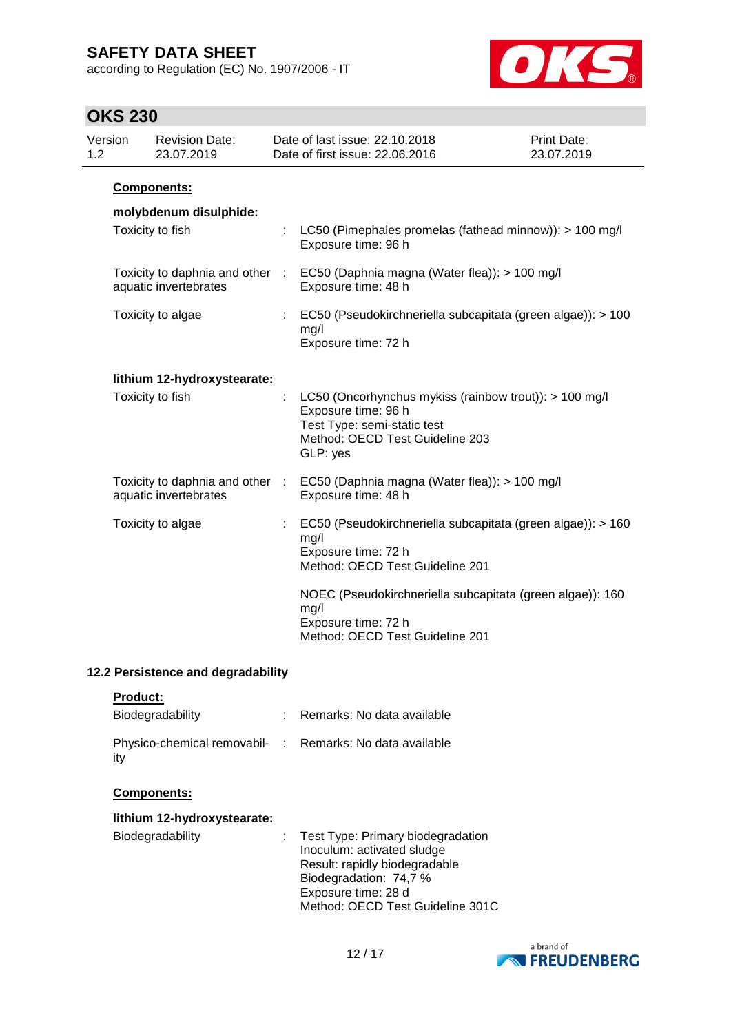**Components:**

**molybdenum disulphide:**

| | | |
|---|---|---|
| Toxicity to fish | : | LC50 (Pimephales promelas (fathead minnow)): > 100 mg/l<br>Exposure time: 96 h |
| Toxicity to daphnia and other aquatic invertebrates | : | EC50 (Daphnia magna (Water flea)): > 100 mg/l<br>Exposure time: 48 h |
| Toxicity to algae | : | EC50 (Pseudokirchneriella subcapitata (green algae)): > 100 mg/l<br>Exposure time: 72 h |

**lithium 12-hydroxystearate:**

| | | |
|---|---|---|
| Toxicity to fish | : | LC50 (Oncorhynchus mykiss (rainbow trout)): > 100 mg/l<br>Exposure time: 96 h<br>Test Type: semi-static test<br>Method: OECD Test Guideline 203<br>GLP: yes |
| Toxicity to daphnia and other aquatic invertebrates | : | EC50 (Daphnia magna (Water flea)): > 100 mg/l<br>Exposure time: 48 h |
| Toxicity to algae | : | EC50 (Pseudokirchneriella subcapitata (green algae)): > 160 mg/l<br>Exposure time: 72 h<br>Method: OECD Test Guideline 201<br><br>NOEC (Pseudokirchneriella subcapitata (green algae)): 160 mg/l<br>Exposure time: 72 h<br>Method: OECD Test Guideline 201 |

### 12.2 Persistence and degradability

**Product:**

| | | |
|---|---|---|
| Biodegradability | : | Remarks: No data available |
| Physico-chemical removability | : | Remarks: No data available |

**Components:**

**lithium 12-hydroxystearate:**

| | | |
|---|---|---|
| Biodegradability | : | Test Type: Primary biodegradation<br>Inoculum: activated sludge<br>Result: rapidly biodegradable<br>Biodegradation: 74,7 %<br>Exposure time: 28 d<br>Method: OECD Test Guideline 301C |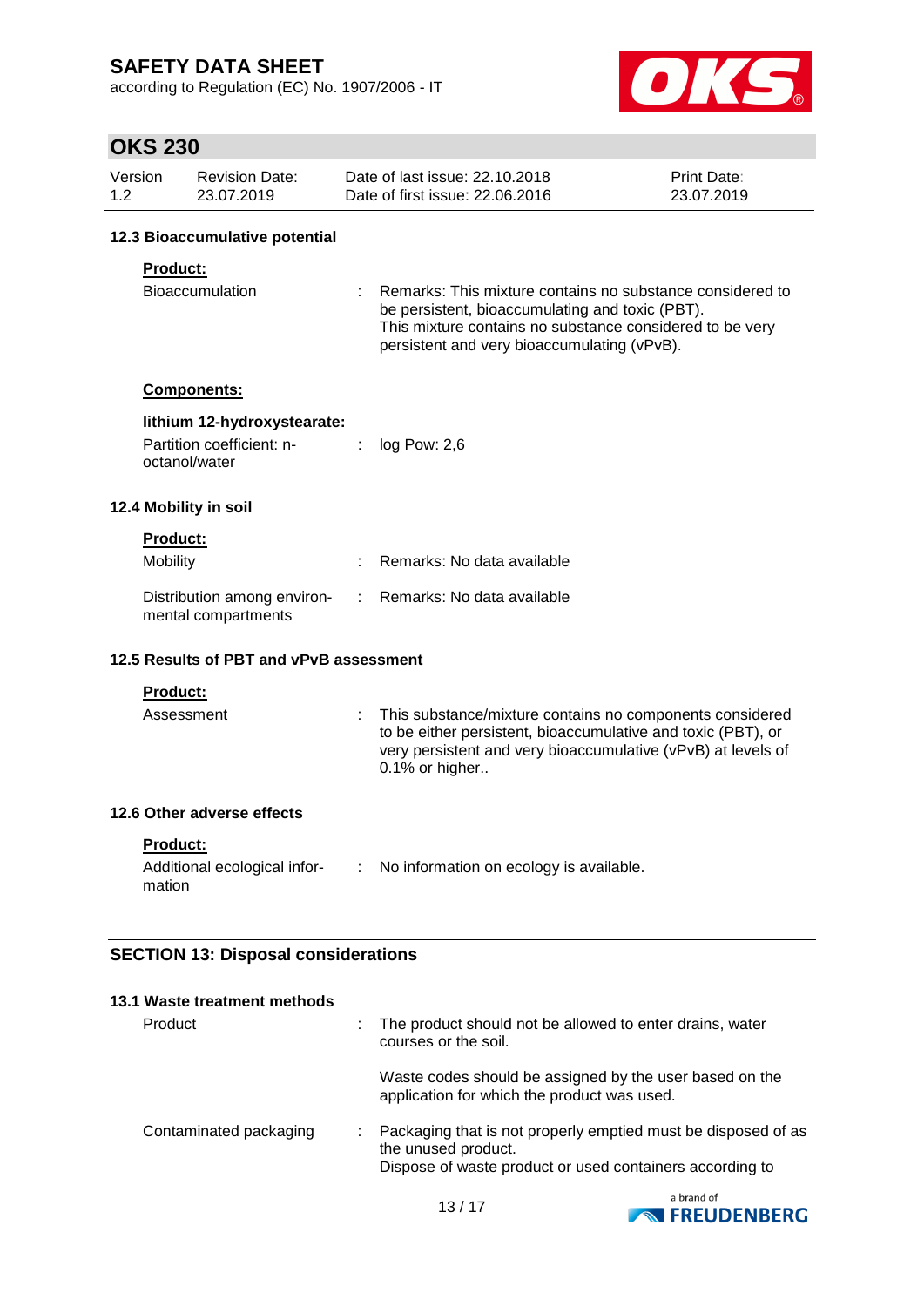### 12.3 Bioaccumulative potential

**Product:**

Bioaccumulation : Remarks: This mixture contains no substance considered to be persistent, bioaccumulating and toxic (PBT). This mixture contains no substance considered to be very persistent and very bioaccumulating (vPvB).

**Components:**

**lithium 12-hydroxystearate:**

Partition coefficient: n-octanol/water : log Pow: 2,6

### 12.4 Mobility in soil

**Product:**

Mobility : Remarks: No data available

Distribution among environmental compartments : Remarks: No data available

### 12.5 Results of PBT and vPvB assessment

**Product:**

Assessment : This substance/mixture contains no components considered to be either persistent, bioaccumulative and toxic (PBT), or very persistent and very bioaccumulative (vPvB) at levels of 0.1% or higher..

### 12.6 Other adverse effects

**Product:**

Additional ecological information : No information on ecology is available.

## SECTION 13: Disposal considerations

### 13.1 Waste treatment methods

Product : The product should not be allowed to enter drains, water courses or the soil.

Waste codes should be assigned by the user based on the application for which the product was used.

Contaminated packaging : Packaging that is not properly emptied must be disposed of as the unused product.
Dispose of waste product or used containers according to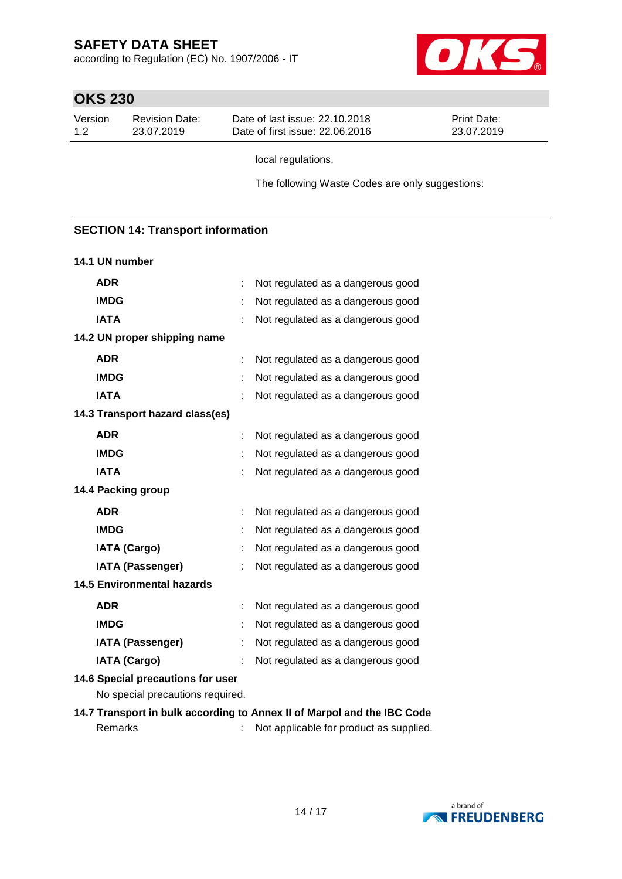local regulations.

The following Waste Codes are only suggestions:

## SECTION 14: Transport information

### 14.1 UN number

| | | |
|---|---|---|
| **ADR** | : | Not regulated as a dangerous good |
| **IMDG** | : | Not regulated as a dangerous good |
| **IATA** | : | Not regulated as a dangerous good |

### 14.2 UN proper shipping name

| | | |
|---|---|---|
| **ADR** | : | Not regulated as a dangerous good |
| **IMDG** | : | Not regulated as a dangerous good |
| **IATA** | : | Not regulated as a dangerous good |

### 14.3 Transport hazard class(es)

| | | |
|---|---|---|
| **ADR** | : | Not regulated as a dangerous good |
| **IMDG** | : | Not regulated as a dangerous good |
| **IATA** | : | Not regulated as a dangerous good |

### 14.4 Packing group

| | | |
|---|---|---|
| **ADR** | : | Not regulated as a dangerous good |
| **IMDG** | : | Not regulated as a dangerous good |
| **IATA (Cargo)** | : | Not regulated as a dangerous good |
| **IATA (Passenger)** | : | Not regulated as a dangerous good |

### 14.5 Environmental hazards

| | | |
|---|---|---|
| **ADR** | : | Not regulated as a dangerous good |
| **IMDG** | : | Not regulated as a dangerous good |
| **IATA (Passenger)** | : | Not regulated as a dangerous good |
| **IATA (Cargo)** | : | Not regulated as a dangerous good |

### 14.6 Special precautions for user

No special precautions required.

### 14.7 Transport in bulk according to Annex II of Marpol and the IBC Code

Remarks : Not applicable for product as supplied.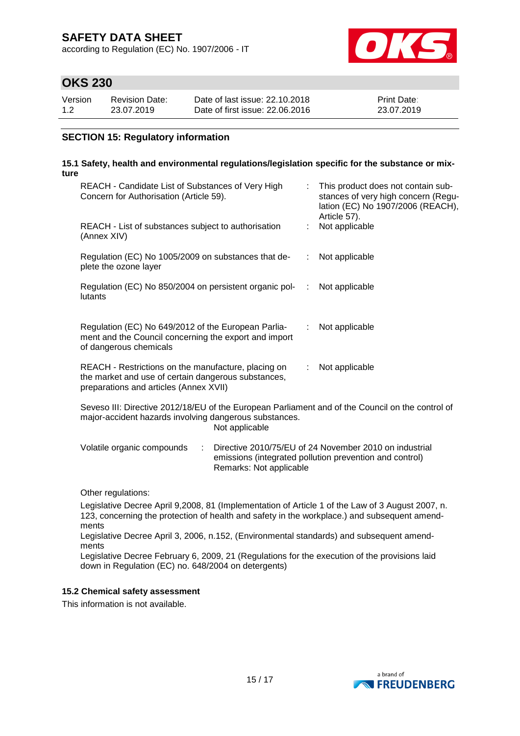## SECTION 15: Regulatory information

### 15.1 Safety, health and environmental regulations/legislation specific for the substance or mixture

| | | |
|---|---|---|
| REACH - Candidate List of Substances of Very High Concern for Authorisation (Article 59). | : | This product does not contain substances of very high concern (Regulation (EC) No 1907/2006 (REACH), Article 57). |
| REACH - List of substances subject to authorisation (Annex XIV) | : | Not applicable |
| Regulation (EC) No 1005/2009 on substances that deplete the ozone layer | : | Not applicable |
| Regulation (EC) No 850/2004 on persistent organic pollutants | : | Not applicable |
| Regulation (EC) No 649/2012 of the European Parliament and the Council concerning the export and import of dangerous chemicals | : | Not applicable |
| REACH - Restrictions on the manufacture, placing on the market and use of certain dangerous substances, preparations and articles (Annex XVII) | : | Not applicable |

Seveso III: Directive 2012/18/EU of the European Parliament and of the Council on the control of major-accident hazards involving dangerous substances.
Not applicable

| | | |
|---|---|---|
| Volatile organic compounds | : | Directive 2010/75/EU of 24 November 2010 on industrial emissions (integrated pollution prevention and control)<br>Remarks: Not applicable |

Other regulations:

Legislative Decree April 9,2008, 81 (Implementation of Article 1 of the Law of 3 August 2007, n. 123, concerning the protection of health and safety in the workplace.) and subsequent amendments
Legislative Decree April 3, 2006, n.152, (Environmental standards) and subsequent amendments
Legislative Decree February 6, 2009, 21 (Regulations for the execution of the provisions laid down in Regulation (EC) no. 648/2004 on detergents)

### 15.2 Chemical safety assessment

This information is not available.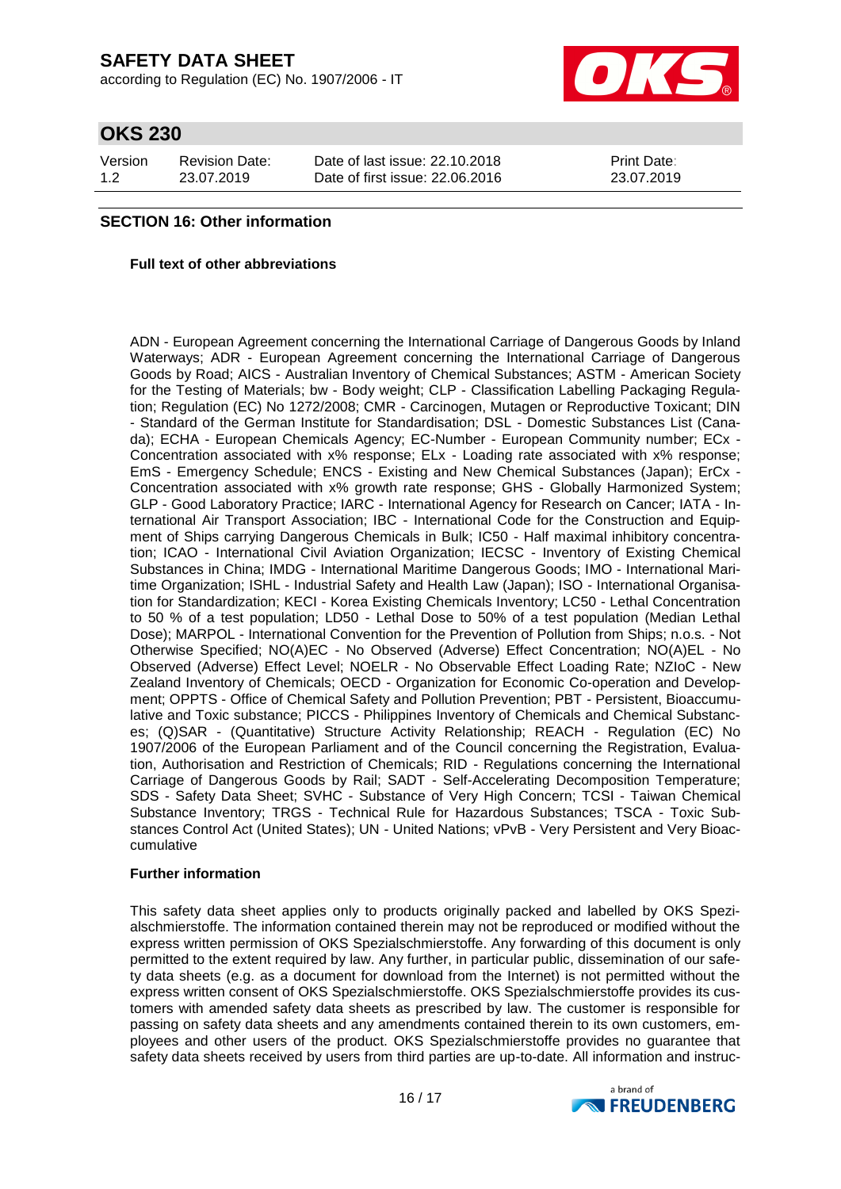## SECTION 16: Other information

**Full text of other abbreviations**

ADN - European Agreement concerning the International Carriage of Dangerous Goods by Inland Waterways; ADR - European Agreement concerning the International Carriage of Dangerous Goods by Road; AICS - Australian Inventory of Chemical Substances; ASTM - American Society for the Testing of Materials; bw - Body weight; CLP - Classification Labelling Packaging Regulation; Regulation (EC) No 1272/2008; CMR - Carcinogen, Mutagen or Reproductive Toxicant; DIN - Standard of the German Institute for Standardisation; DSL - Domestic Substances List (Canada); ECHA - European Chemicals Agency; EC-Number - European Community number; ECx - Concentration associated with x% response; ELx - Loading rate associated with x% response; EmS - Emergency Schedule; ENCS - Existing and New Chemical Substances (Japan); ErCx - Concentration associated with x% growth rate response; GHS - Globally Harmonized System; GLP - Good Laboratory Practice; IARC - International Agency for Research on Cancer; IATA - International Air Transport Association; IBC - International Code for the Construction and Equipment of Ships carrying Dangerous Chemicals in Bulk; IC50 - Half maximal inhibitory concentration; ICAO - International Civil Aviation Organization; IECSC - Inventory of Existing Chemical Substances in China; IMDG - International Maritime Dangerous Goods; IMO - International Maritime Organization; ISHL - Industrial Safety and Health Law (Japan); ISO - International Organisation for Standardization; KECI - Korea Existing Chemicals Inventory; LC50 - Lethal Concentration to 50 % of a test population; LD50 - Lethal Dose to 50% of a test population (Median Lethal Dose); MARPOL - International Convention for the Prevention of Pollution from Ships; n.o.s. - Not Otherwise Specified; NO(A)EC - No Observed (Adverse) Effect Concentration; NO(A)EL - No Observed (Adverse) Effect Level; NOELR - No Observable Effect Loading Rate; NZIoC - New Zealand Inventory of Chemicals; OECD - Organization for Economic Co-operation and Development; OPPTS - Office of Chemical Safety and Pollution Prevention; PBT - Persistent, Bioaccumulative and Toxic substance; PICCS - Philippines Inventory of Chemicals and Chemical Substances; (Q)SAR - (Quantitative) Structure Activity Relationship; REACH - Regulation (EC) No 1907/2006 of the European Parliament and of the Council concerning the Registration, Evaluation, Authorisation and Restriction of Chemicals; RID - Regulations concerning the International Carriage of Dangerous Goods by Rail; SADT - Self-Accelerating Decomposition Temperature; SDS - Safety Data Sheet; SVHC - Substance of Very High Concern; TCSI - Taiwan Chemical Substance Inventory; TRGS - Technical Rule for Hazardous Substances; TSCA - Toxic Substances Control Act (United States); UN - United Nations; vPvB - Very Persistent and Very Bioaccumulative

**Further information**

This safety data sheet applies only to products originally packed and labelled by OKS Spezialschmierstoffe. The information contained therein may not be reproduced or modified without the express written permission of OKS Spezialschmierstoffe. Any forwarding of this document is only permitted to the extent required by law. Any further, in particular public, dissemination of our safety data sheets (e.g. as a document for download from the Internet) is not permitted without the express written consent of OKS Spezialschmierstoffe. OKS Spezialschmierstoffe provides its customers with amended safety data sheets as prescribed by law. The customer is responsible for passing on safety data sheets and any amendments contained therein to its own customers, employees and other users of the product. OKS Spezialschmierstoffe provides no guarantee that safety data sheets received by users from third parties are up-to-date. All information and instruc-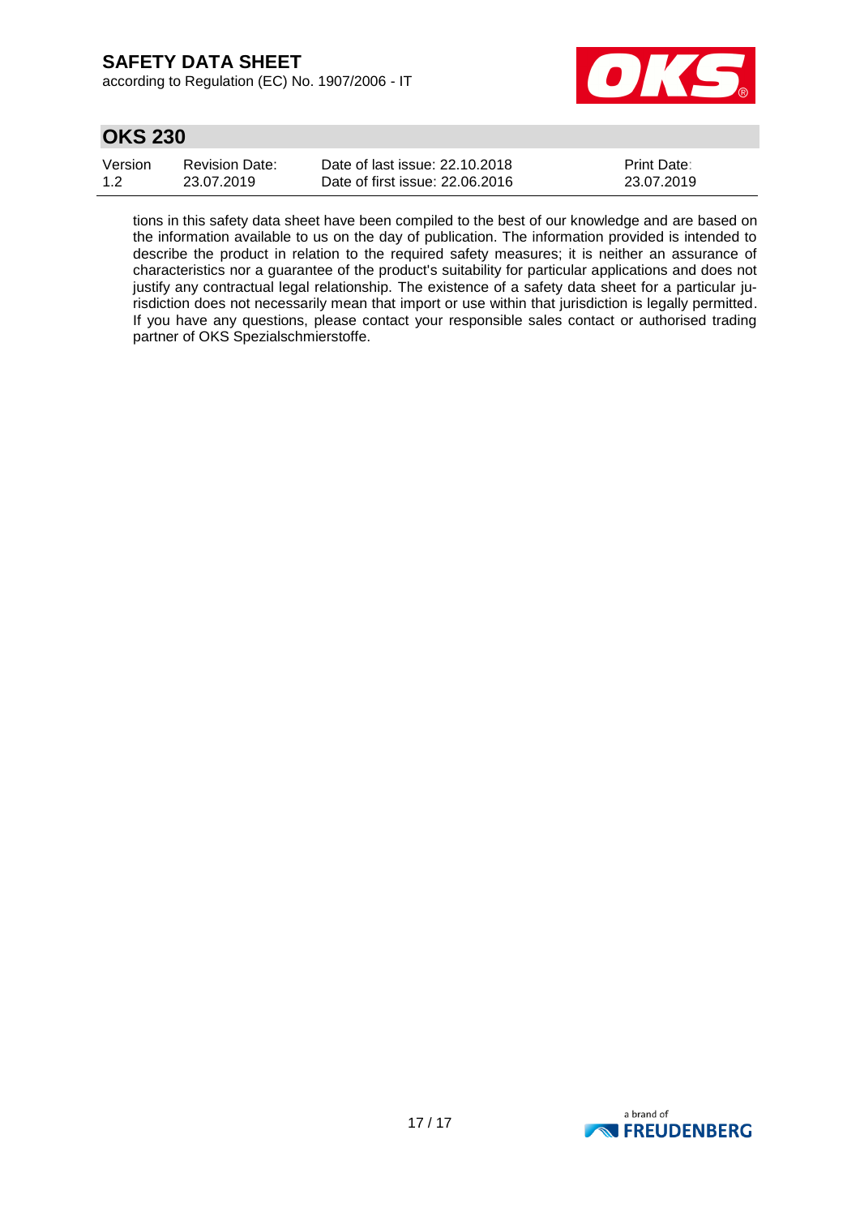tions in this safety data sheet have been compiled to the best of our knowledge and are based on the information available to us on the day of publication. The information provided is intended to describe the product in relation to the required safety measures; it is neither an assurance of characteristics nor a guarantee of the product's suitability for particular applications and does not justify any contractual legal relationship. The existence of a safety data sheet for a particular jurisdiction does not necessarily mean that import or use within that jurisdiction is legally permitted. If you have any questions, please contact your responsible sales contact or authorised trading partner of OKS Spezialschmierstoffe.